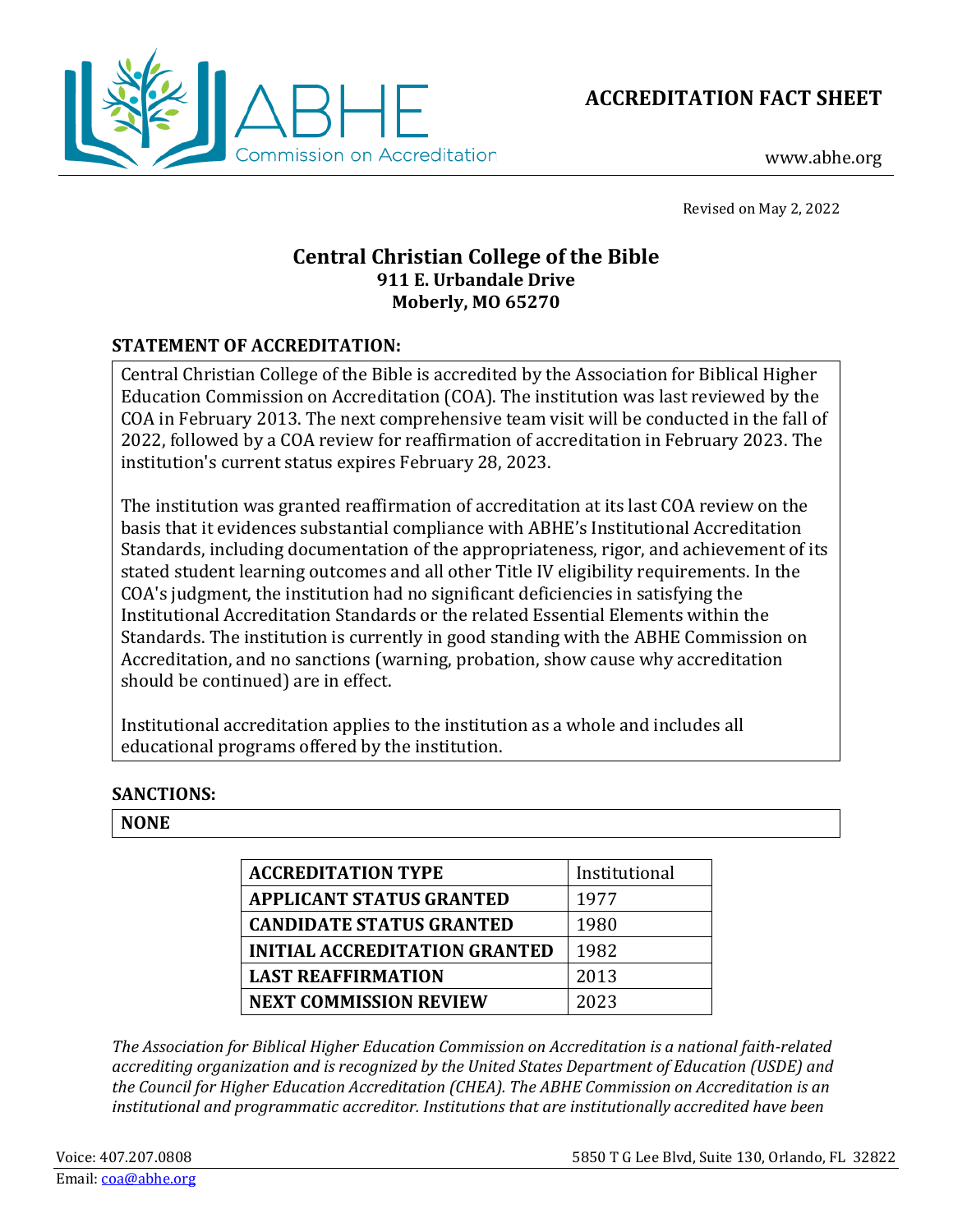ABHE Commission on Accreditation

# ACCREDITATION FACT SHEET

www.abhe.org

Revised on May 2, 2022

## Central Christian College of the Bible
**911 E. Urbandale Drive**
**Moberly, MO 65270**

### STATEMENT OF ACCREDITATION:

Central Christian College of the Bible is accredited by the Association for Biblical Higher Education Commission on Accreditation (COA). The institution was last reviewed by the COA in February 2013. The next comprehensive team visit will be conducted in the fall of 2022, followed by a COA review for reaffirmation of accreditation in February 2023. The institution's current status expires February 28, 2023.

The institution was granted reaffirmation of accreditation at its last COA review on the basis that it evidences substantial compliance with ABHE's Institutional Accreditation Standards, including documentation of the appropriateness, rigor, and achievement of its stated student learning outcomes and all other Title IV eligibility requirements. In the COA's judgment, the institution had no significant deficiencies in satisfying the Institutional Accreditation Standards or the related Essential Elements within the Standards. The institution is currently in good standing with the ABHE Commission on Accreditation, and no sanctions (warning, probation, show cause why accreditation should be continued) are in effect.

Institutional accreditation applies to the institution as a whole and includes all educational programs offered by the institution.

### SANCTIONS:

**NONE**

| ACCREDITATION TYPE | Institutional |
|---|---|
| **APPLICANT STATUS GRANTED** | 1977 |
| **CANDIDATE STATUS GRANTED** | 1980 |
| **INITIAL ACCREDITATION GRANTED** | 1982 |
| **LAST REAFFIRMATION** | 2013 |
| **NEXT COMMISSION REVIEW** | 2023 |

*The Association for Biblical Higher Education Commission on Accreditation is a national faith-related accrediting organization and is recognized by the United States Department of Education (USDE) and the Council for Higher Education Accreditation (CHEA). The ABHE Commission on Accreditation is an institutional and programmatic accreditor. Institutions that are institutionally accredited have been*

Voice: 407.207.0808
Email: coa@abhe.org
5850 T G Lee Blvd, Suite 130, Orlando, FL 32822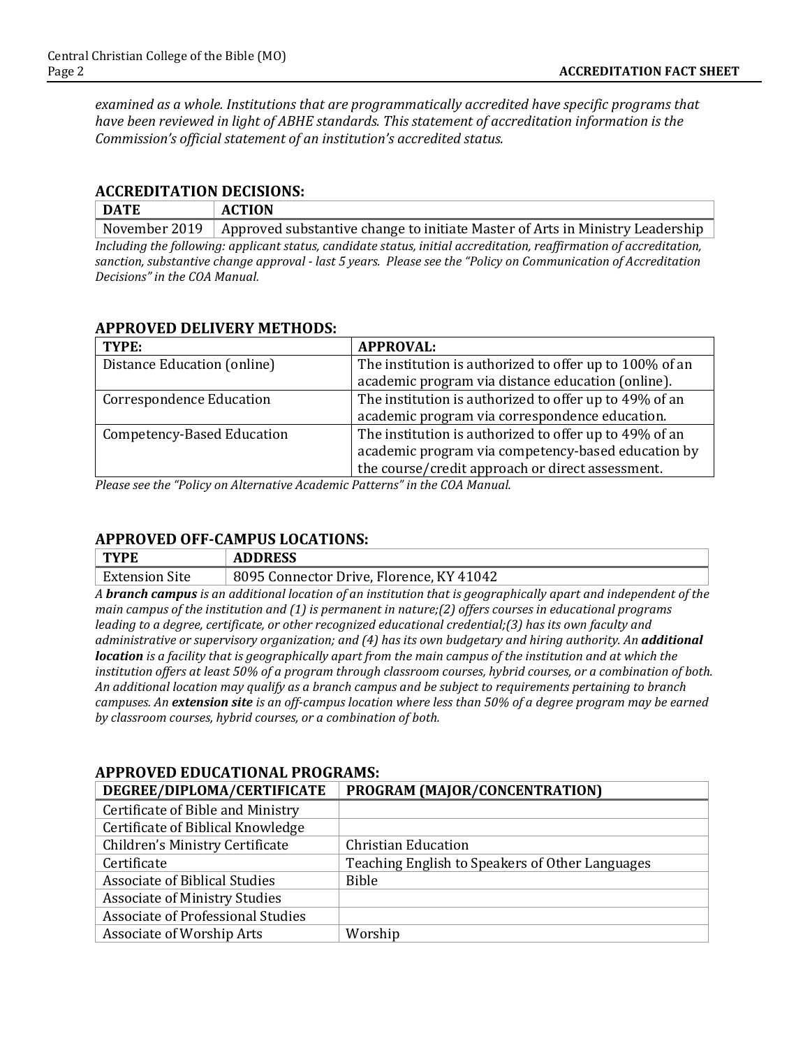*examined as a whole. Institutions that are programmatically accredited have specific programs that have been reviewed in light of ABHE standards. This statement of accreditation information is the Commission's official statement of an institution's accredited status.*

## ACCREDITATION DECISIONS:

| DATE | ACTION |
|---|---|
| November 2019 | Approved substantive change to initiate Master of Arts in Ministry Leadership |

*Including the following: applicant status, candidate status, initial accreditation, reaffirmation of accreditation, sanction, substantive change approval - last 5 years. Please see the "Policy on Communication of Accreditation Decisions" in the COA Manual.*

## APPROVED DELIVERY METHODS:

| TYPE: | APPROVAL: |
|---|---|
| Distance Education (online) | The institution is authorized to offer up to 100% of an academic program via distance education (online). |
| Correspondence Education | The institution is authorized to offer up to 49% of an academic program via correspondence education. |
| Competency-Based Education | The institution is authorized to offer up to 49% of an academic program via competency-based education by the course/credit approach or direct assessment. |

*Please see the "Policy on Alternative Academic Patterns" in the COA Manual.*

## APPROVED OFF-CAMPUS LOCATIONS:

| TYPE | ADDRESS |
|---|---|
| Extension Site | 8095 Connector Drive, Florence, KY 41042 |

*A **branch campus** is an additional location of an institution that is geographically apart and independent of the main campus of the institution and (1) is permanent in nature;(2) offers courses in educational programs leading to a degree, certificate, or other recognized educational credential;(3) has its own faculty and administrative or supervisory organization; and (4) has its own budgetary and hiring authority. An **additional location** is a facility that is geographically apart from the main campus of the institution and at which the institution offers at least 50% of a program through classroom courses, hybrid courses, or a combination of both. An additional location may qualify as a branch campus and be subject to requirements pertaining to branch campuses. An **extension site** is an off-campus location where less than 50% of a degree program may be earned by classroom courses, hybrid courses, or a combination of both.*

## APPROVED EDUCATIONAL PROGRAMS:

| DEGREE/DIPLOMA/CERTIFICATE | PROGRAM (MAJOR/CONCENTRATION) |
|---|---|
| Certificate of Bible and Ministry | |
| Certificate of Biblical Knowledge | |
| Children's Ministry Certificate | Christian Education |
| Certificate | Teaching English to Speakers of Other Languages |
| Associate of Biblical Studies | Bible |
| Associate of Ministry Studies | |
| Associate of Professional Studies | |
| Associate of Worship Arts | Worship |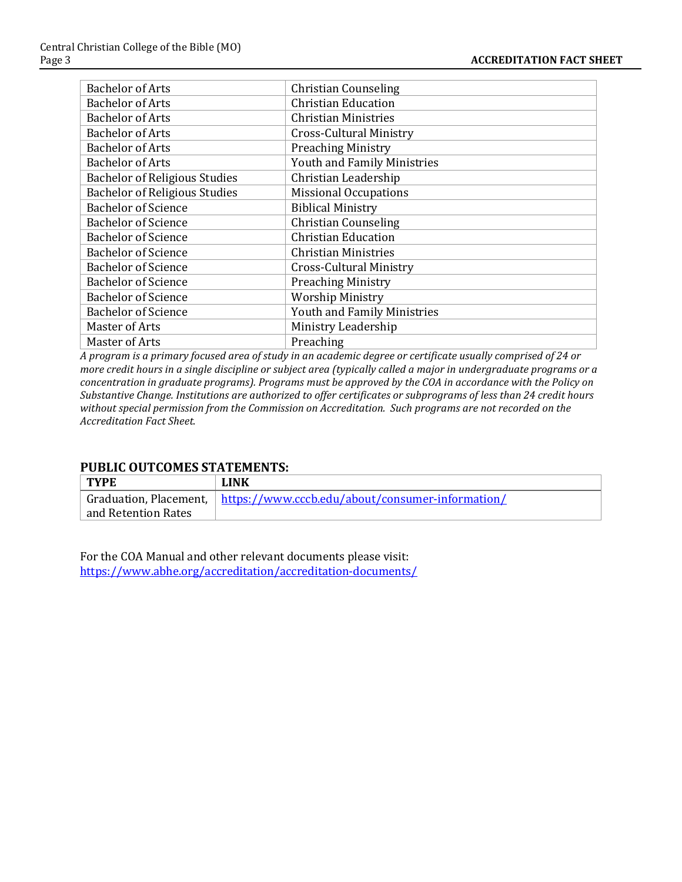| | |
|---|---|
| Bachelor of Arts | Christian Counseling |
| Bachelor of Arts | Christian Education |
| Bachelor of Arts | Christian Ministries |
| Bachelor of Arts | Cross-Cultural Ministry |
| Bachelor of Arts | Preaching Ministry |
| Bachelor of Arts | Youth and Family Ministries |
| Bachelor of Religious Studies | Christian Leadership |
| Bachelor of Religious Studies | Missional Occupations |
| Bachelor of Science | Biblical Ministry |
| Bachelor of Science | Christian Counseling |
| Bachelor of Science | Christian Education |
| Bachelor of Science | Christian Ministries |
| Bachelor of Science | Cross-Cultural Ministry |
| Bachelor of Science | Preaching Ministry |
| Bachelor of Science | Worship Ministry |
| Bachelor of Science | Youth and Family Ministries |
| Master of Arts | Ministry Leadership |
| Master of Arts | Preaching |

*A program is a primary focused area of study in an academic degree or certificate usually comprised of 24 or more credit hours in a single discipline or subject area (typically called a major in undergraduate programs or a concentration in graduate programs). Programs must be approved by the COA in accordance with the Policy on Substantive Change. Institutions are authorized to offer certificates or subprograms of less than 24 credit hours without special permission from the Commission on Accreditation. Such programs are not recorded on the Accreditation Fact Sheet.*

## PUBLIC OUTCOMES STATEMENTS:

| TYPE | LINK |
|---|---|
| Graduation, Placement, and Retention Rates | https://www.cccb.edu/about/consumer-information/ |

For the COA Manual and other relevant documents please visit:
https://www.abhe.org/accreditation/accreditation-documents/